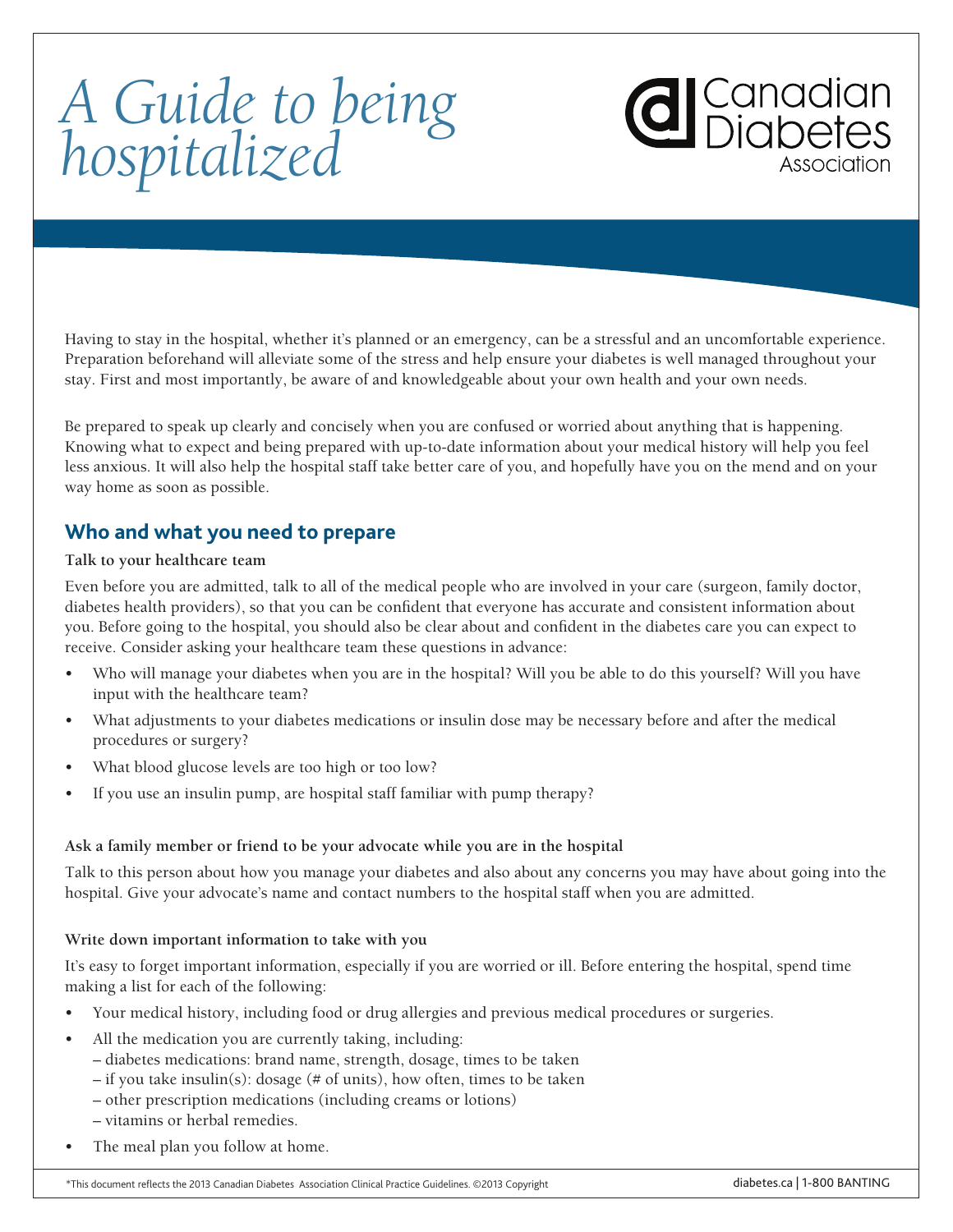# A Guide to being hospitalized

Canadian Diabetes Association

Having to stay in the hospital, whether it's planned or an emergency, can be a stressful and an uncomfortable experience. Preparation beforehand will alleviate some of the stress and help ensure your diabetes is well managed throughout your stay. First and most importantly, be aware of and knowledgeable about your own health and your own needs.

Be prepared to speak up clearly and concisely when you are confused or worried about anything that is happening. Knowing what to expect and being prepared with up-to-date information about your medical history will help you feel less anxious. It will also help the hospital staff take better care of you, and hopefully have you on the mend and on your way home as soon as possible.

## Who and what you need to prepare

**Talk to your healthcare team**

Even before you are admitted, talk to all of the medical people who are involved in your care (surgeon, family doctor, diabetes health providers), so that you can be confident that everyone has accurate and consistent information about you. Before going to the hospital, you should also be clear about and confident in the diabetes care you can expect to receive. Consider asking your healthcare team these questions in advance:

- Who will manage your diabetes when you are in the hospital? Will you be able to do this yourself? Will you have input with the healthcare team?
- What adjustments to your diabetes medications or insulin dose may be necessary before and after the medical procedures or surgery?
- What blood glucose levels are too high or too low?
- If you use an insulin pump, are hospital staff familiar with pump therapy?

**Ask a family member or friend to be your advocate while you are in the hospital**

Talk to this person about how you manage your diabetes and also about any concerns you may have about going into the hospital. Give your advocate's name and contact numbers to the hospital staff when you are admitted.

**Write down important information to take with you**

It's easy to forget important information, especially if you are worried or ill. Before entering the hospital, spend time making a list for each of the following:

- Your medical history, including food or drug allergies and previous medical procedures or surgeries.
- All the medication you are currently taking, including:
  - diabetes medications: brand name, strength, dosage, times to be taken
  - if you take insulin(s): dosage (# of units), how often, times to be taken
  - other prescription medications (including creams or lotions)
  - vitamins or herbal remedies.
- The meal plan you follow at home.

*This document reflects the 2013 Canadian Diabetes Association Clinical Practice Guidelines. ©2013 Copyright

diabetes.ca | 1-800 BANTING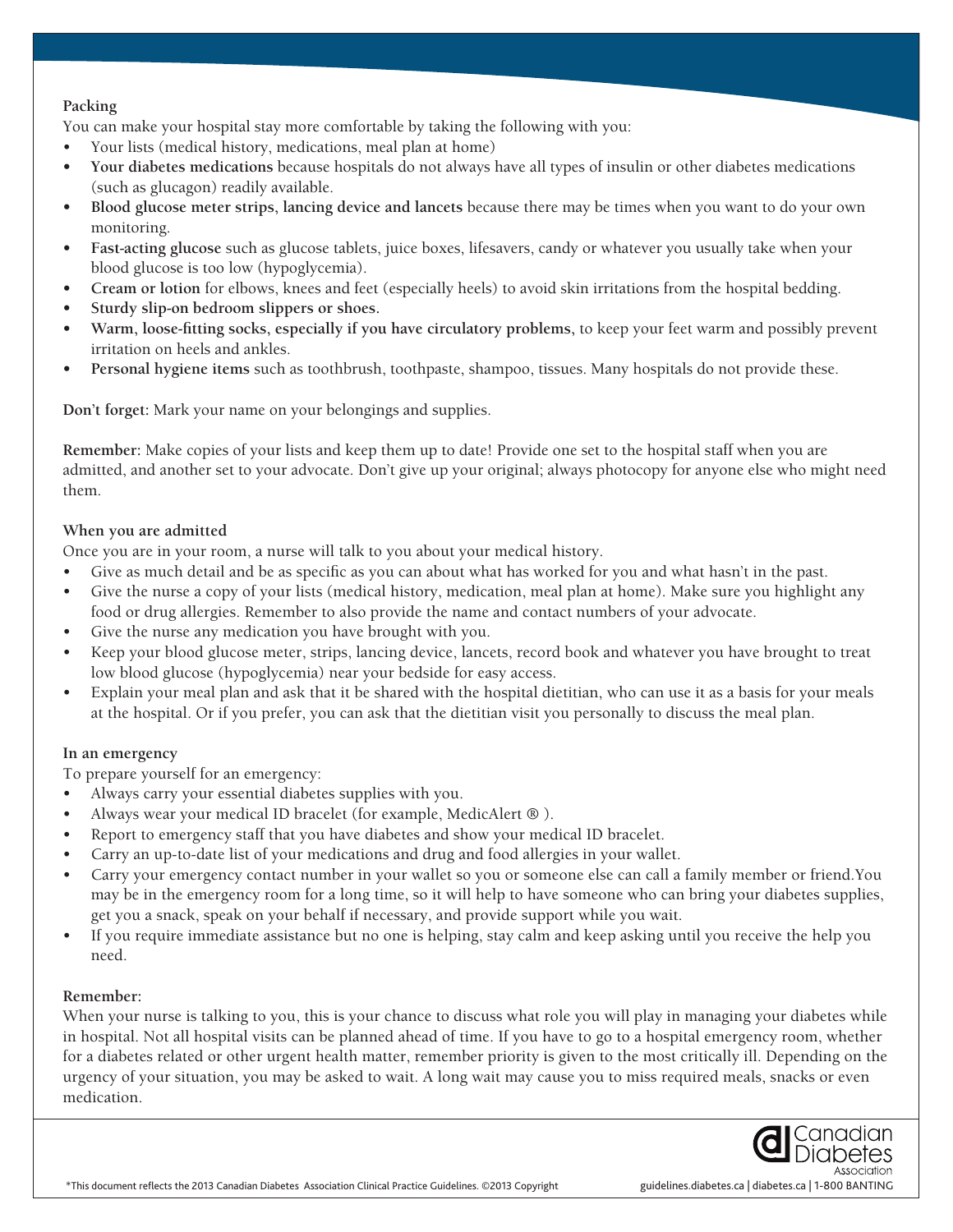**Packing**

You can make your hospital stay more comfortable by taking the following with you:

- Your lists (medical history, medications, meal plan at home)
- **Your diabetes medications** because hospitals do not always have all types of insulin or other diabetes medications (such as glucagon) readily available.
- **Blood glucose meter strips, lancing device and lancets** because there may be times when you want to do your own monitoring.
- **Fast-acting glucose** such as glucose tablets, juice boxes, lifesavers, candy or whatever you usually take when your blood glucose is too low (hypoglycemia).
- **Cream or lotion** for elbows, knees and feet (especially heels) to avoid skin irritations from the hospital bedding.
- **Sturdy slip-on bedroom slippers or shoes.**
- **Warm, loose-fitting socks, especially if you have circulatory problems,** to keep your feet warm and possibly prevent irritation on heels and ankles.
- **Personal hygiene items** such as toothbrush, toothpaste, shampoo, tissues. Many hospitals do not provide these.

**Don't forget:** Mark your name on your belongings and supplies.

**Remember:** Make copies of your lists and keep them up to date! Provide one set to the hospital staff when you are admitted, and another set to your advocate. Don't give up your original; always photocopy for anyone else who might need them.

**When you are admitted**

Once you are in your room, a nurse will talk to you about your medical history.

- Give as much detail and be as specific as you can about what has worked for you and what hasn't in the past.
- Give the nurse a copy of your lists (medical history, medication, meal plan at home). Make sure you highlight any food or drug allergies. Remember to also provide the name and contact numbers of your advocate.
- Give the nurse any medication you have brought with you.
- Keep your blood glucose meter, strips, lancing device, lancets, record book and whatever you have brought to treat low blood glucose (hypoglycemia) near your bedside for easy access.
- Explain your meal plan and ask that it be shared with the hospital dietitian, who can use it as a basis for your meals at the hospital. Or if you prefer, you can ask that the dietitian visit you personally to discuss the meal plan.

**In an emergency**

To prepare yourself for an emergency:

- Always carry your essential diabetes supplies with you.
- Always wear your medical ID bracelet (for example, MedicAlert ® ).
- Report to emergency staff that you have diabetes and show your medical ID bracelet.
- Carry an up-to-date list of your medications and drug and food allergies in your wallet.
- Carry your emergency contact number in your wallet so you or someone else can call a family member or friend. You may be in the emergency room for a long time, so it will help to have someone who can bring your diabetes supplies, get you a snack, speak on your behalf if necessary, and provide support while you wait.
- If you require immediate assistance but no one is helping, stay calm and keep asking until you receive the help you need.

**Remember:**

When your nurse is talking to you, this is your chance to discuss what role you will play in managing your diabetes while in hospital. Not all hospital visits can be planned ahead of time. If you have to go to a hospital emergency room, whether for a diabetes related or other urgent health matter, remember priority is given to the most critically ill. Depending on the urgency of your situation, you may be asked to wait. A long wait may cause you to miss required meals, snacks or even medication.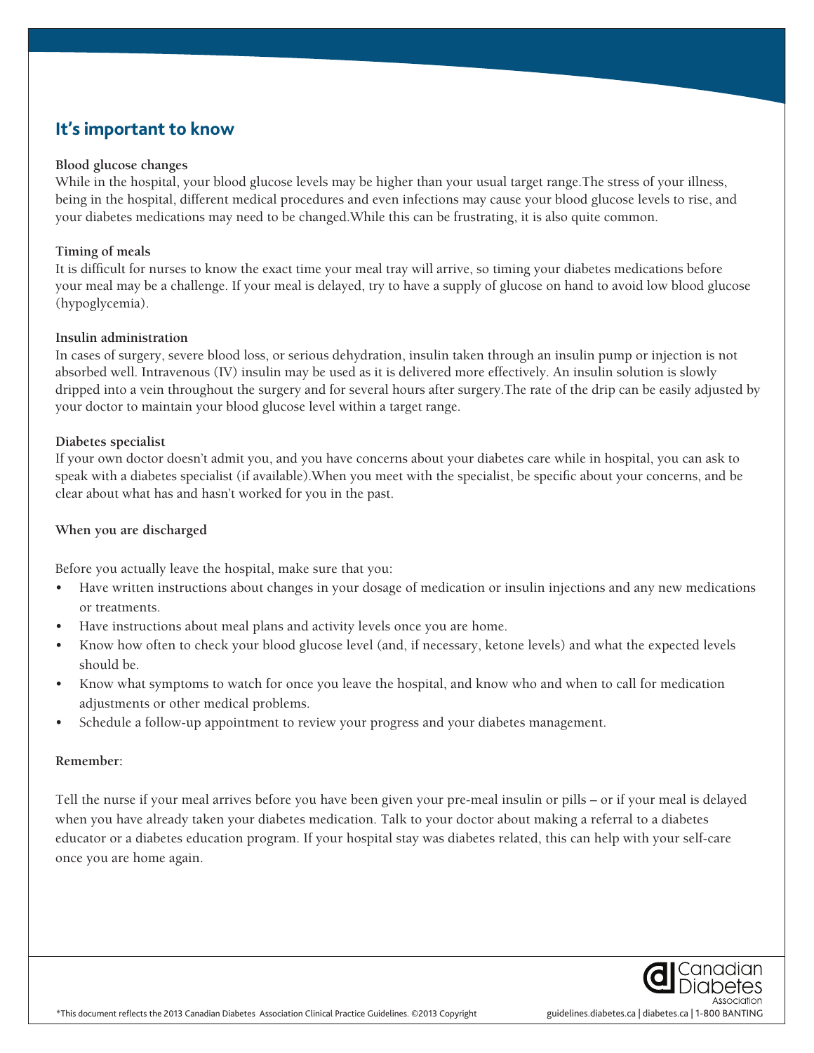## It's important to know

**Blood glucose changes**

While in the hospital, your blood glucose levels may be higher than your usual target range.The stress of your illness, being in the hospital, different medical procedures and even infections may cause your blood glucose levels to rise, and your diabetes medications may need to be changed.While this can be frustrating, it is also quite common.

**Timing of meals**

It is difficult for nurses to know the exact time your meal tray will arrive, so timing your diabetes medications before your meal may be a challenge. If your meal is delayed, try to have a supply of glucose on hand to avoid low blood glucose (hypoglycemia).

**Insulin administration**

In cases of surgery, severe blood loss, or serious dehydration, insulin taken through an insulin pump or injection is not absorbed well. Intravenous (IV) insulin may be used as it is delivered more effectively. An insulin solution is slowly dripped into a vein throughout the surgery and for several hours after surgery.The rate of the drip can be easily adjusted by your doctor to maintain your blood glucose level within a target range.

**Diabetes specialist**

If your own doctor doesn't admit you, and you have concerns about your diabetes care while in hospital, you can ask to speak with a diabetes specialist (if available).When you meet with the specialist, be specific about your concerns, and be clear about what has and hasn't worked for you in the past.

**When you are discharged**

Before you actually leave the hospital, make sure that you:

- Have written instructions about changes in your dosage of medication or insulin injections and any new medications or treatments.
- Have instructions about meal plans and activity levels once you are home.
- Know how often to check your blood glucose level (and, if necessary, ketone levels) and what the expected levels should be.
- Know what symptoms to watch for once you leave the hospital, and know who and when to call for medication adjustments or other medical problems.
- Schedule a follow-up appointment to review your progress and your diabetes management.

**Remember:**

Tell the nurse if your meal arrives before you have been given your pre-meal insulin or pills – or if your meal is delayed when you have already taken your diabetes medication. Talk to your doctor about making a referral to a diabetes educator or a diabetes education program. If your hospital stay was diabetes related, this can help with your self-care once you are home again.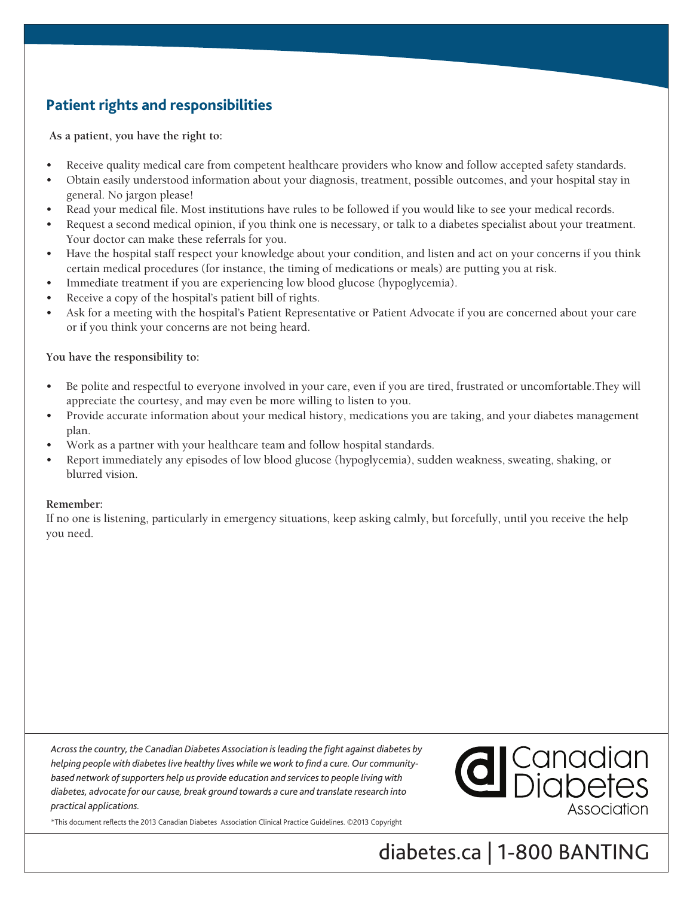## Patient rights and responsibilities

**As a patient, you have the right to:**

- Receive quality medical care from competent healthcare providers who know and follow accepted safety standards.
- Obtain easily understood information about your diagnosis, treatment, possible outcomes, and your hospital stay in general. No jargon please!
- Read your medical file. Most institutions have rules to be followed if you would like to see your medical records.
- Request a second medical opinion, if you think one is necessary, or talk to a diabetes specialist about your treatment. Your doctor can make these referrals for you.
- Have the hospital staff respect your knowledge about your condition, and listen and act on your concerns if you think certain medical procedures (for instance, the timing of medications or meals) are putting you at risk.
- Immediate treatment if you are experiencing low blood glucose (hypoglycemia).
- Receive a copy of the hospital's patient bill of rights.
- Ask for a meeting with the hospital's Patient Representative or Patient Advocate if you are concerned about your care or if you think your concerns are not being heard.

**You have the responsibility to:**

- Be polite and respectful to everyone involved in your care, even if you are tired, frustrated or uncomfortable.They will appreciate the courtesy, and may even be more willing to listen to you.
- Provide accurate information about your medical history, medications you are taking, and your diabetes management plan.
- Work as a partner with your healthcare team and follow hospital standards.
- Report immediately any episodes of low blood glucose (hypoglycemia), sudden weakness, sweating, shaking, or blurred vision.

**Remember:**
If no one is listening, particularly in emergency situations, keep asking calmly, but forcefully, until you receive the help you need.

*Across the country, the Canadian Diabetes Association is leading the fight against diabetes by helping people with diabetes live healthy lives while we work to find a cure. Our community-based network of supporters help us provide education and services to people living with diabetes, advocate for our cause, break ground towards a cure and translate research into practical applications.*

Canadian Diabetes Association

*This document reflects the 2013 Canadian Diabetes Association Clinical Practice Guidelines. ©2013 Copyright

diabetes.ca | 1-800 BANTING